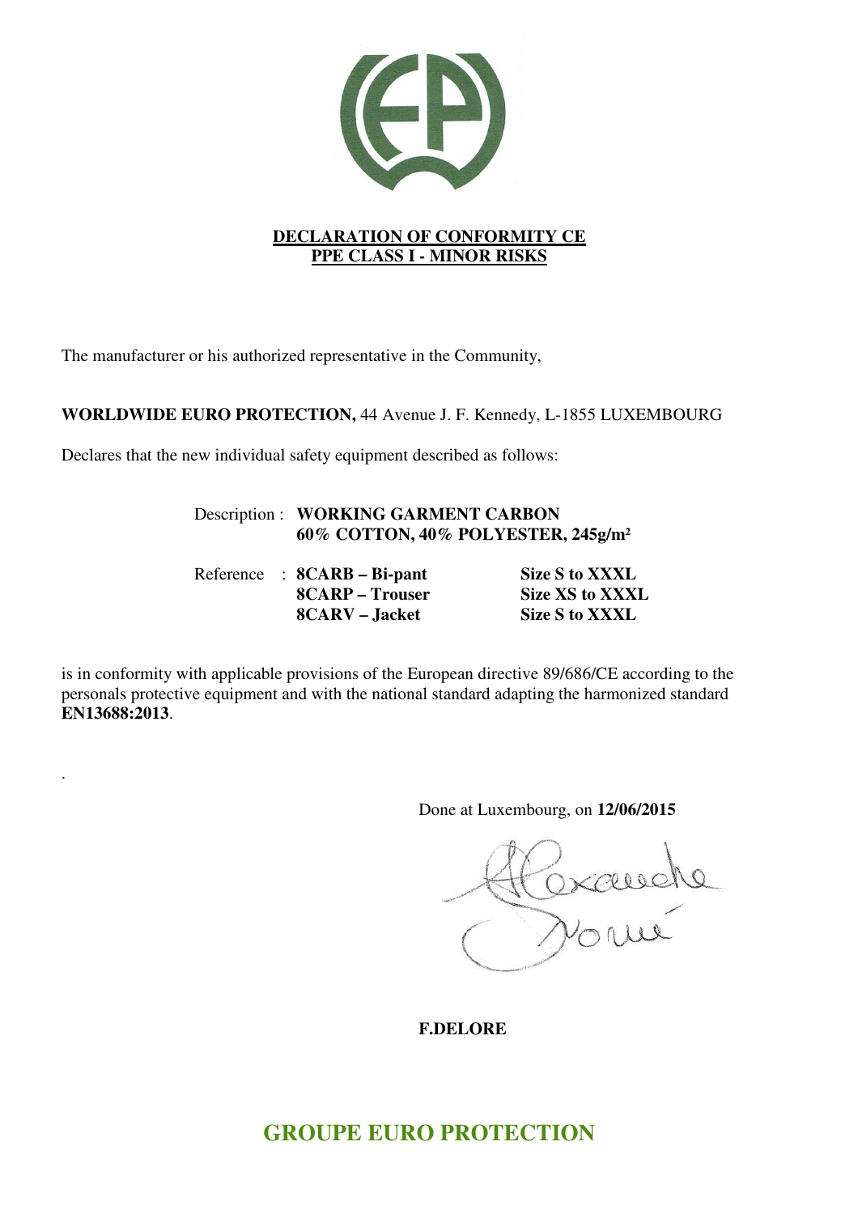**DECLARATION OF CONFORMITY CE**
**PPE CLASS I - MINOR RISKS**

The manufacturer or his authorized representative in the Community,

**WORLDWIDE EURO PROTECTION,** 44 Avenue J. F. Kennedy, L-1855 LUXEMBOURG

Declares that the new individual safety equipment described as follows:

Description : **WORKING GARMENT CARBON**
**60% COTTON, 40% POLYESTER, 245g/m²**

| Reference | | |
|---|---|---|
| : | **8CARB – Bi-pant** | **Size S to XXXL** |
| | **8CARP – Trouser** | **Size XS to XXXL** |
| | **8CARV – Jacket** | **Size S to XXXL** |

is in conformity with applicable provisions of the European directive 89/686/CE according to the personals protective equipment and with the national standard adapting the harmonized standard **EN13688:2013**.

.

Done at Luxembourg, on **12/06/2015**

**F.DELORE**

**GROUPE EURO PROTECTION**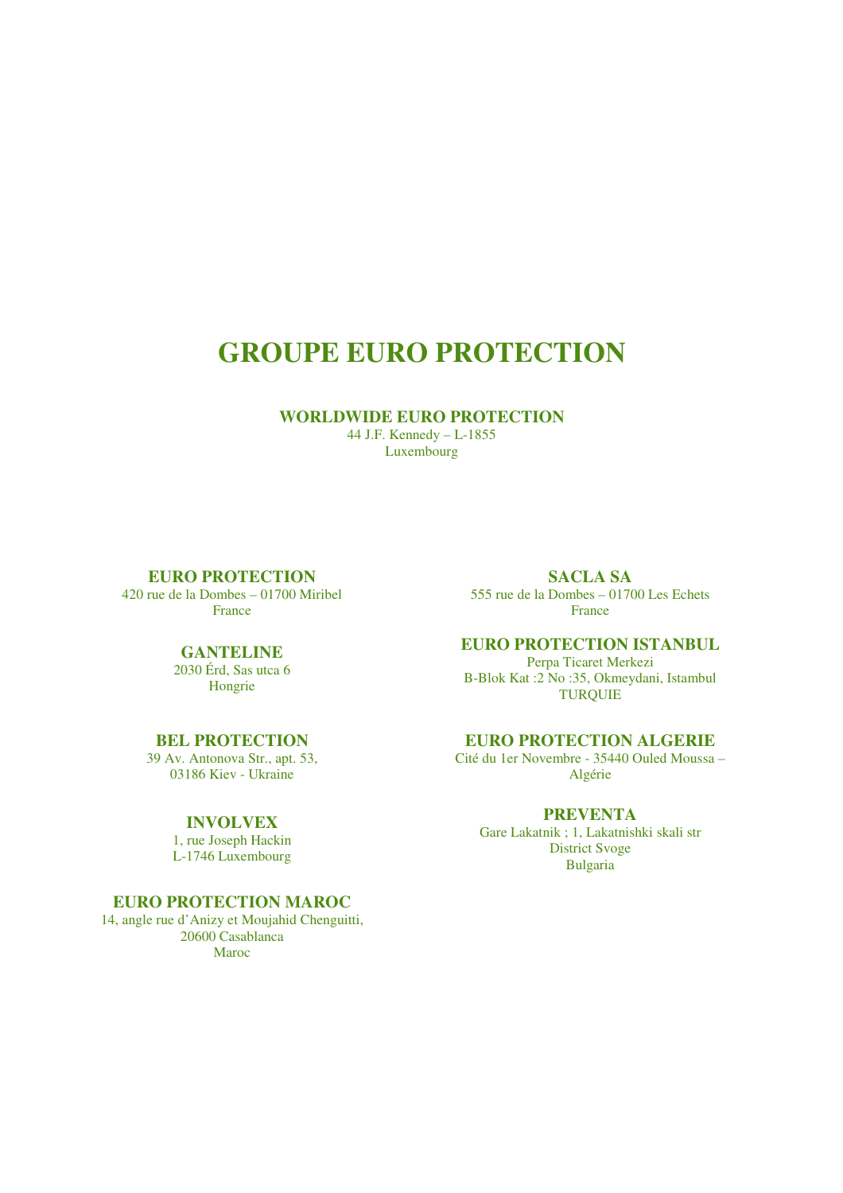# GROUPE EURO PROTECTION

**WORLDWIDE EURO PROTECTION**
44 J.F. Kennedy – L-1855
Luxembourg

**EURO PROTECTION**
420 rue de la Dombes – 01700 Miribel
France

**GANTELINE**
2030 Érd, Sas utca 6
Hongrie

**BEL PROTECTION**
39 Av. Antonova Str., apt. 53,
03186 Kiev - Ukraine

**INVOLVEX**
1, rue Joseph Hackin
L-1746 Luxembourg

**EURO PROTECTION MAROC**
14, angle rue d'Anizy et Moujahid Chenguitti,
20600 Casablanca
Maroc

**SACLA SA**
555 rue de la Dombes – 01700 Les Echets
France

**EURO PROTECTION ISTANBUL**
Perpa Ticaret Merkezi
B-Blok Kat :2 No :35, Okmeydani, Istambul
TURQUIE

**EURO PROTECTION ALGERIE**
Cité du 1er Novembre - 35440 Ouled Moussa –
Algérie

**PREVENTA**
Gare Lakatnik ; 1, Lakatnishki skali str
District Svoge
Bulgaria